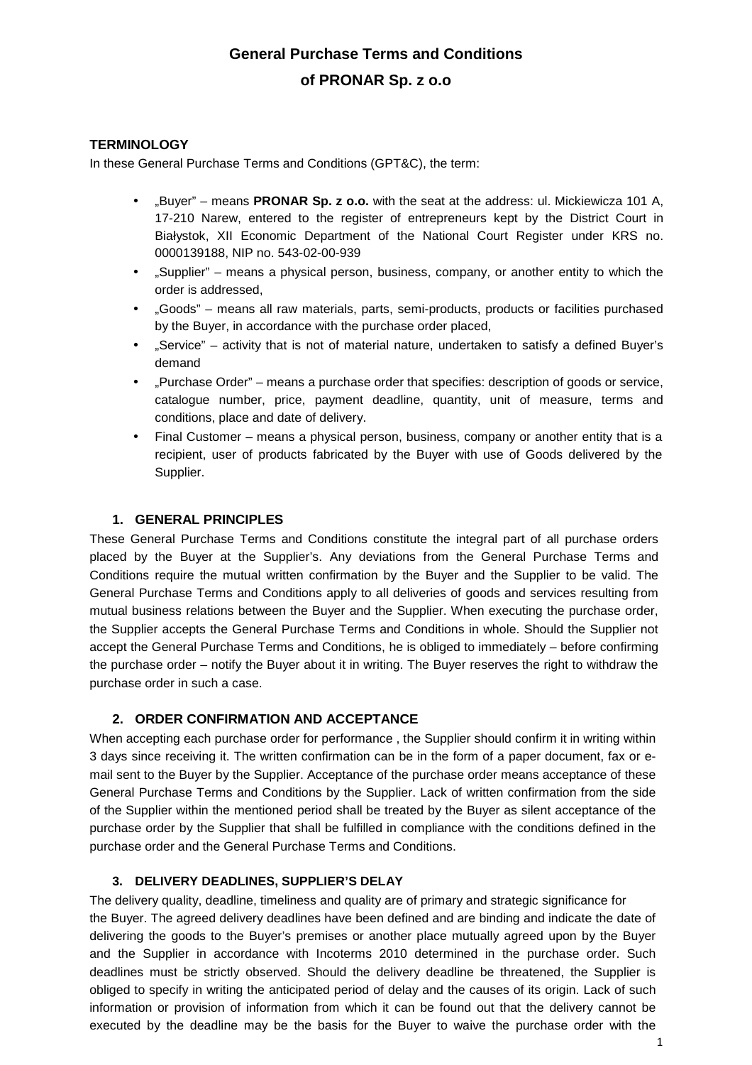# General Purchase Terms and Conditions

# of PRONAR Sp. z o.o

## TERMINOLOGY

In these General Purchase Terms and Conditions (GPT&C), the term:

- „Buyer" – means **PRONAR Sp. z o.o.** with the seat at the address: ul. Mickiewicza 101 A, 17-210 Narew, entered to the register of entrepreneurs kept by the District Court in Białystok, XII Economic Department of the National Court Register under KRS no. 0000139188, NIP no. 543-02-00-939
- „Supplier" – means a physical person, business, company, or another entity to which the order is addressed,
- „Goods" – means all raw materials, parts, semi-products, products or facilities purchased by the Buyer, in accordance with the purchase order placed,
- „Service" – activity that is not of material nature, undertaken to satisfy a defined Buyer's demand
- „Purchase Order" – means a purchase order that specifies: description of goods or service, catalogue number, price, payment deadline, quantity, unit of measure, terms and conditions, place and date of delivery.
- Final Customer – means a physical person, business, company or another entity that is a recipient, user of products fabricated by the Buyer with use of Goods delivered by the Supplier.

### 1. GENERAL PRINCIPLES

These General Purchase Terms and Conditions constitute the integral part of all purchase orders placed by the Buyer at the Supplier's. Any deviations from the General Purchase Terms and Conditions require the mutual written confirmation by the Buyer and the Supplier to be valid. The General Purchase Terms and Conditions apply to all deliveries of goods and services resulting from mutual business relations between the Buyer and the Supplier. When executing the purchase order, the Supplier accepts the General Purchase Terms and Conditions in whole. Should the Supplier not accept the General Purchase Terms and Conditions, he is obliged to immediately – before confirming the purchase order – notify the Buyer about it in writing. The Buyer reserves the right to withdraw the purchase order in such a case.

### 2. ORDER CONFIRMATION AND ACCEPTANCE

When accepting each purchase order for performance , the Supplier should confirm it in writing within 3 days since receiving it. The written confirmation can be in the form of a paper document, fax or e-mail sent to the Buyer by the Supplier. Acceptance of the purchase order means acceptance of these General Purchase Terms and Conditions by the Supplier. Lack of written confirmation from the side of the Supplier within the mentioned period shall be treated by the Buyer as silent acceptance of the purchase order by the Supplier that shall be fulfilled in compliance with the conditions defined in the purchase order and the General Purchase Terms and Conditions.

### 3. DELIVERY DEADLINES, SUPPLIER'S DELAY

The delivery quality, deadline, timeliness and quality are of primary and strategic significance for the Buyer. The agreed delivery deadlines have been defined and are binding and indicate the date of delivering the goods to the Buyer's premises or another place mutually agreed upon by the Buyer and the Supplier in accordance with Incoterms 2010 determined in the purchase order. Such deadlines must be strictly observed. Should the delivery deadline be threatened, the Supplier is obliged to specify in writing the anticipated period of delay and the causes of its origin. Lack of such information or provision of information from which it can be found out that the delivery cannot be executed by the deadline may be the basis for the Buyer to waive the purchase order with the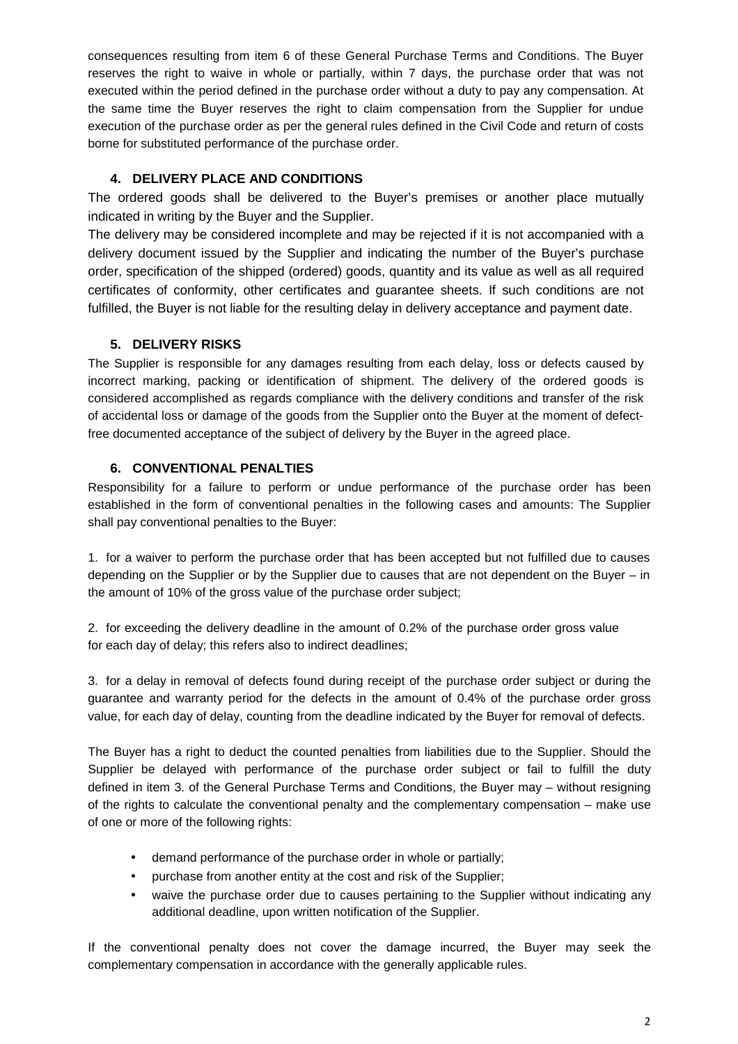consequences resulting from item 6 of these General Purchase Terms and Conditions. The Buyer reserves the right to waive in whole or partially, within 7 days, the purchase order that was not executed within the period defined in the purchase order without a duty to pay any compensation. At the same time the Buyer reserves the right to claim compensation from the Supplier for undue execution of the purchase order as per the general rules defined in the Civil Code and return of costs borne for substituted performance of the purchase order.

## 4. DELIVERY PLACE AND CONDITIONS

The ordered goods shall be delivered to the Buyer's premises or another place mutually indicated in writing by the Buyer and the Supplier.

The delivery may be considered incomplete and may be rejected if it is not accompanied with a delivery document issued by the Supplier and indicating the number of the Buyer's purchase order, specification of the shipped (ordered) goods, quantity and its value as well as all required certificates of conformity, other certificates and guarantee sheets. If such conditions are not fulfilled, the Buyer is not liable for the resulting delay in delivery acceptance and payment date.

## 5. DELIVERY RISKS

The Supplier is responsible for any damages resulting from each delay, loss or defects caused by incorrect marking, packing or identification of shipment. The delivery of the ordered goods is considered accomplished as regards compliance with the delivery conditions and transfer of the risk of accidental loss or damage of the goods from the Supplier onto the Buyer at the moment of defect-free documented acceptance of the subject of delivery by the Buyer in the agreed place.

## 6. CONVENTIONAL PENALTIES

Responsibility for a failure to perform or undue performance of the purchase order has been established in the form of conventional penalties in the following cases and amounts: The Supplier shall pay conventional penalties to the Buyer:

1. for a waiver to perform the purchase order that has been accepted but not fulfilled due to causes depending on the Supplier or by the Supplier due to causes that are not dependent on the Buyer – in the amount of 10% of the gross value of the purchase order subject;

2. for exceeding the delivery deadline in the amount of 0.2% of the purchase order gross value for each day of delay; this refers also to indirect deadlines;

3. for a delay in removal of defects found during receipt of the purchase order subject or during the guarantee and warranty period for the defects in the amount of 0.4% of the purchase order gross value, for each day of delay, counting from the deadline indicated by the Buyer for removal of defects.

The Buyer has a right to deduct the counted penalties from liabilities due to the Supplier. Should the Supplier be delayed with performance of the purchase order subject or fail to fulfill the duty defined in item 3. of the General Purchase Terms and Conditions, the Buyer may – without resigning of the rights to calculate the conventional penalty and the complementary compensation – make use of one or more of the following rights:

- demand performance of the purchase order in whole or partially;
- purchase from another entity at the cost and risk of the Supplier;
- waive the purchase order due to causes pertaining to the Supplier without indicating any additional deadline, upon written notification of the Supplier.

If the conventional penalty does not cover the damage incurred, the Buyer may seek the complementary compensation in accordance with the generally applicable rules.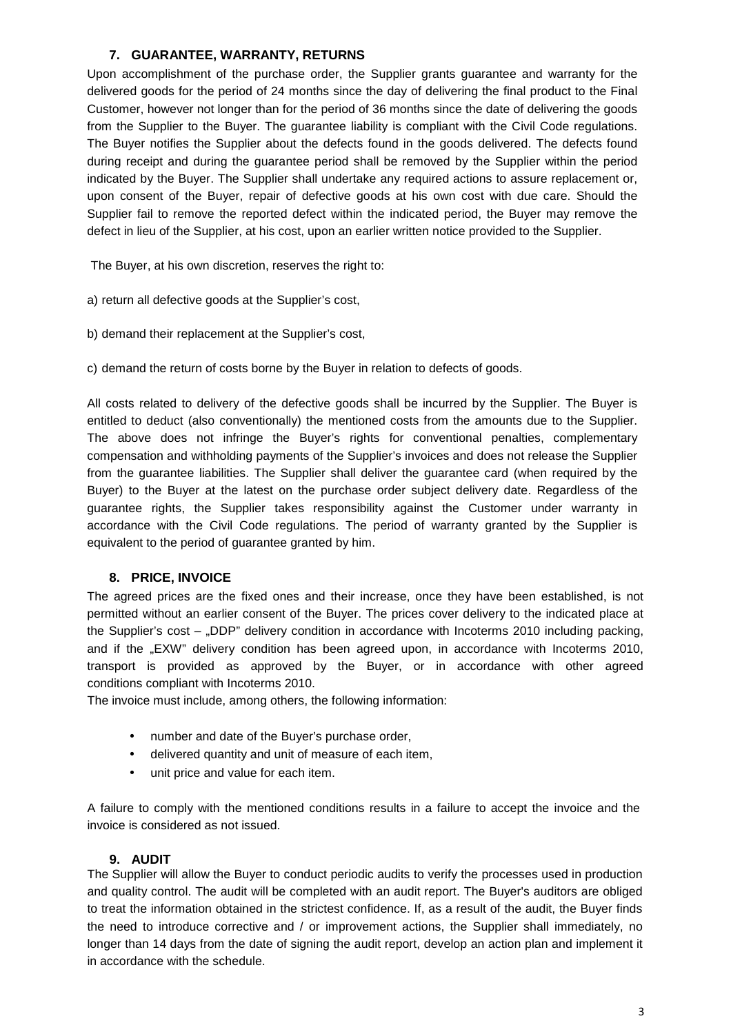## 7. GUARANTEE, WARRANTY, RETURNS

Upon accomplishment of the purchase order, the Supplier grants guarantee and warranty for the delivered goods for the period of 24 months since the day of delivering the final product to the Final Customer, however not longer than for the period of 36 months since the date of delivering the goods from the Supplier to the Buyer. The guarantee liability is compliant with the Civil Code regulations. The Buyer notifies the Supplier about the defects found in the goods delivered. The defects found during receipt and during the guarantee period shall be removed by the Supplier within the period indicated by the Buyer. The Supplier shall undertake any required actions to assure replacement or, upon consent of the Buyer, repair of defective goods at his own cost with due care. Should the Supplier fail to remove the reported defect within the indicated period, the Buyer may remove the defect in lieu of the Supplier, at his cost, upon an earlier written notice provided to the Supplier.

The Buyer, at his own discretion, reserves the right to:

a) return all defective goods at the Supplier's cost,

b) demand their replacement at the Supplier's cost,

c) demand the return of costs borne by the Buyer in relation to defects of goods.

All costs related to delivery of the defective goods shall be incurred by the Supplier. The Buyer is entitled to deduct (also conventionally) the mentioned costs from the amounts due to the Supplier. The above does not infringe the Buyer's rights for conventional penalties, complementary compensation and withholding payments of the Supplier's invoices and does not release the Supplier from the guarantee liabilities. The Supplier shall deliver the guarantee card (when required by the Buyer) to the Buyer at the latest on the purchase order subject delivery date. Regardless of the guarantee rights, the Supplier takes responsibility against the Customer under warranty in accordance with the Civil Code regulations. The period of warranty granted by the Supplier is equivalent to the period of guarantee granted by him.

## 8. PRICE, INVOICE

The agreed prices are the fixed ones and their increase, once they have been established, is not permitted without an earlier consent of the Buyer. The prices cover delivery to the indicated place at the Supplier's cost – „DDP" delivery condition in accordance with Incoterms 2010 including packing, and if the „EXW" delivery condition has been agreed upon, in accordance with Incoterms 2010, transport is provided as approved by the Buyer, or in accordance with other agreed conditions compliant with Incoterms 2010.

The invoice must include, among others, the following information:

- number and date of the Buyer's purchase order,
- delivered quantity and unit of measure of each item,
- unit price and value for each item.

A failure to comply with the mentioned conditions results in a failure to accept the invoice and the invoice is considered as not issued.

## 9. AUDIT

The Supplier will allow the Buyer to conduct periodic audits to verify the processes used in production and quality control. The audit will be completed with an audit report. The Buyer's auditors are obliged to treat the information obtained in the strictest confidence. If, as a result of the audit, the Buyer finds the need to introduce corrective and / or improvement actions, the Supplier shall immediately, no longer than 14 days from the date of signing the audit report, develop an action plan and implement it in accordance with the schedule.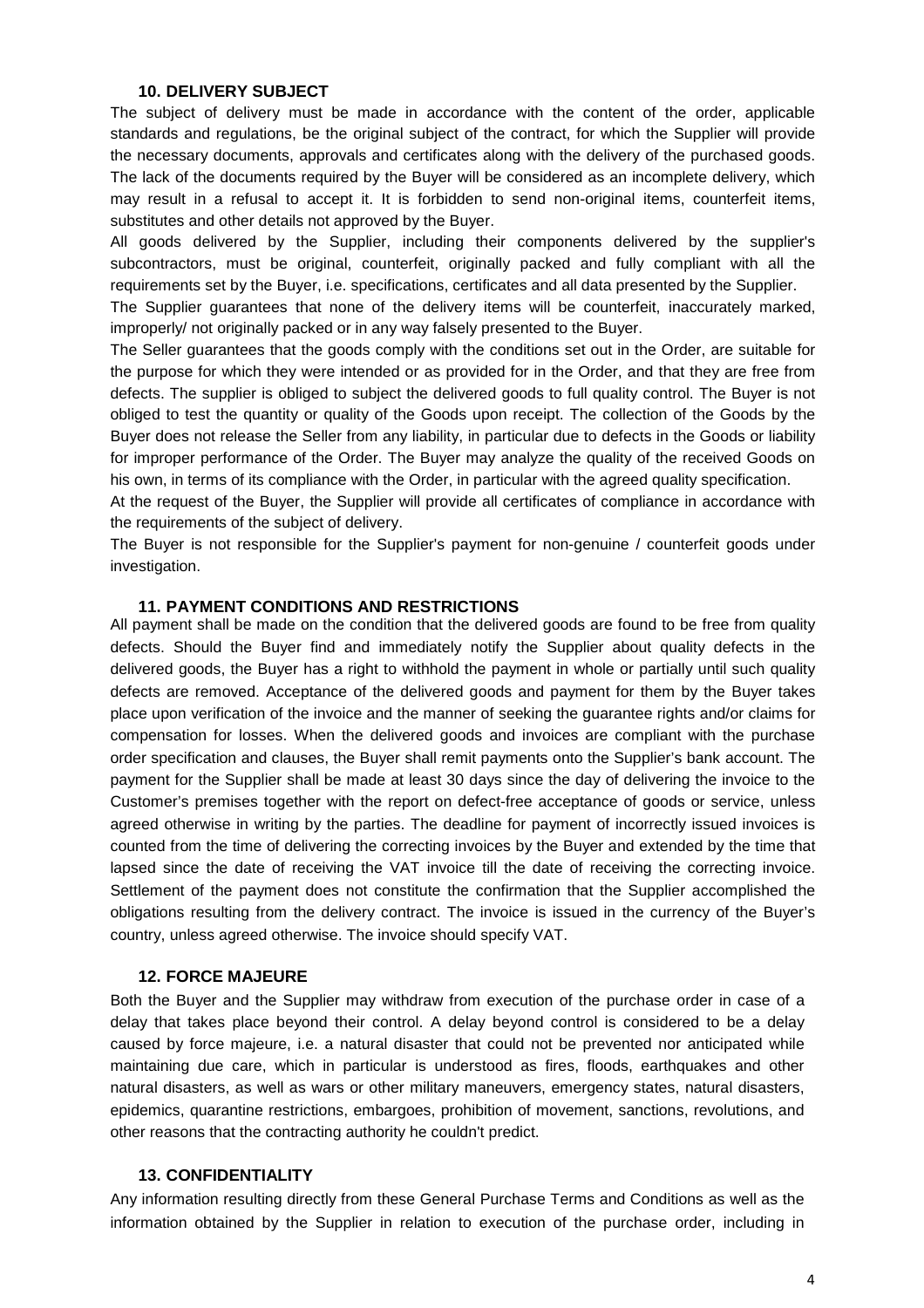### 10. DELIVERY SUBJECT

The subject of delivery must be made in accordance with the content of the order, applicable standards and regulations, be the original subject of the contract, for which the Supplier will provide the necessary documents, approvals and certificates along with the delivery of the purchased goods. The lack of the documents required by the Buyer will be considered as an incomplete delivery, which may result in a refusal to accept it. It is forbidden to send non-original items, counterfeit items, substitutes and other details not approved by the Buyer.

All goods delivered by the Supplier, including their components delivered by the supplier's subcontractors, must be original, counterfeit, originally packed and fully compliant with all the requirements set by the Buyer, i.e. specifications, certificates and all data presented by the Supplier.

The Supplier guarantees that none of the delivery items will be counterfeit, inaccurately marked, improperly/ not originally packed or in any way falsely presented to the Buyer.

The Seller guarantees that the goods comply with the conditions set out in the Order, are suitable for the purpose for which they were intended or as provided for in the Order, and that they are free from defects. The supplier is obliged to subject the delivered goods to full quality control. The Buyer is not obliged to test the quantity or quality of the Goods upon receipt. The collection of the Goods by the Buyer does not release the Seller from any liability, in particular due to defects in the Goods or liability for improper performance of the Order. The Buyer may analyze the quality of the received Goods on his own, in terms of its compliance with the Order, in particular with the agreed quality specification.

At the request of the Buyer, the Supplier will provide all certificates of compliance in accordance with the requirements of the subject of delivery.

The Buyer is not responsible for the Supplier's payment for non-genuine / counterfeit goods under investigation.

### 11. PAYMENT CONDITIONS AND RESTRICTIONS

All payment shall be made on the condition that the delivered goods are found to be free from quality defects. Should the Buyer find and immediately notify the Supplier about quality defects in the delivered goods, the Buyer has a right to withhold the payment in whole or partially until such quality defects are removed. Acceptance of the delivered goods and payment for them by the Buyer takes place upon verification of the invoice and the manner of seeking the guarantee rights and/or claims for compensation for losses. When the delivered goods and invoices are compliant with the purchase order specification and clauses, the Buyer shall remit payments onto the Supplier's bank account. The payment for the Supplier shall be made at least 30 days since the day of delivering the invoice to the Customer's premises together with the report on defect-free acceptance of goods or service, unless agreed otherwise in writing by the parties. The deadline for payment of incorrectly issued invoices is counted from the time of delivering the correcting invoices by the Buyer and extended by the time that lapsed since the date of receiving the VAT invoice till the date of receiving the correcting invoice. Settlement of the payment does not constitute the confirmation that the Supplier accomplished the obligations resulting from the delivery contract. The invoice is issued in the currency of the Buyer's country, unless agreed otherwise. The invoice should specify VAT.

### 12. FORCE MAJEURE

Both the Buyer and the Supplier may withdraw from execution of the purchase order in case of a delay that takes place beyond their control. A delay beyond control is considered to be a delay caused by force majeure, i.e. a natural disaster that could not be prevented nor anticipated while maintaining due care, which in particular is understood as fires, floods, earthquakes and other natural disasters, as well as wars or other military maneuvers, emergency states, natural disasters, epidemics, quarantine restrictions, embargoes, prohibition of movement, sanctions, revolutions, and other reasons that the contracting authority he couldn't predict.

### 13. CONFIDENTIALITY

Any information resulting directly from these General Purchase Terms and Conditions as well as the information obtained by the Supplier in relation to execution of the purchase order, including in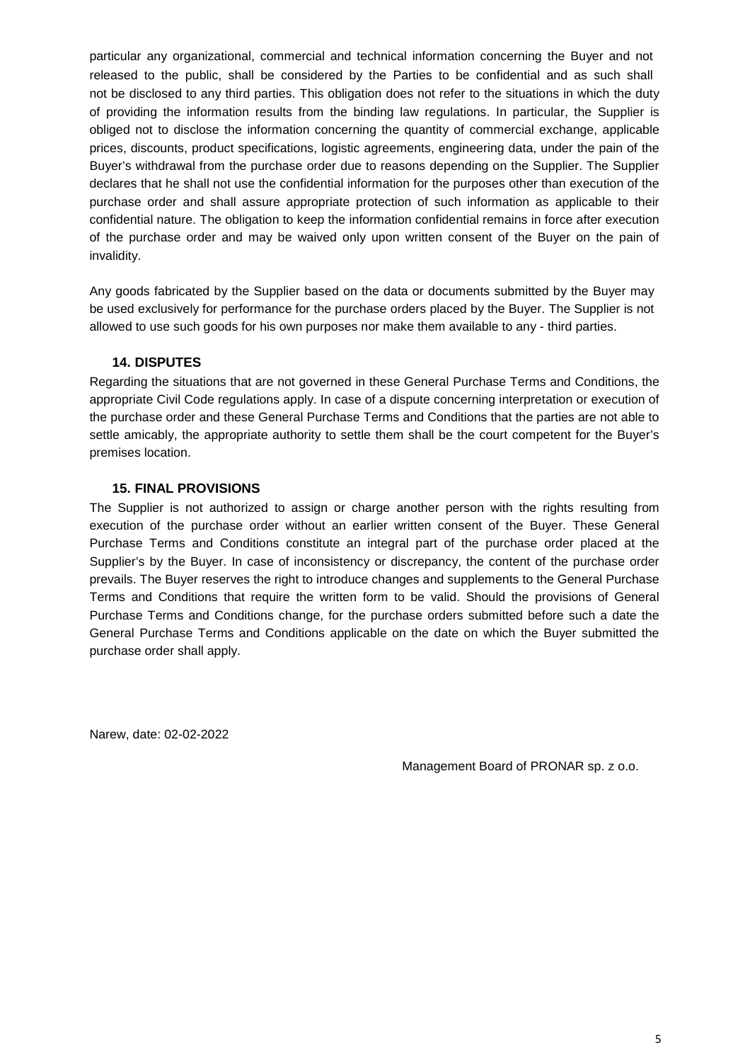particular any organizational, commercial and technical information concerning the Buyer and not released to the public, shall be considered by the Parties to be confidential and as such shall not be disclosed to any third parties. This obligation does not refer to the situations in which the duty of providing the information results from the binding law regulations. In particular, the Supplier is obliged not to disclose the information concerning the quantity of commercial exchange, applicable prices, discounts, product specifications, logistic agreements, engineering data, under the pain of the Buyer's withdrawal from the purchase order due to reasons depending on the Supplier. The Supplier declares that he shall not use the confidential information for the purposes other than execution of the purchase order and shall assure appropriate protection of such information as applicable to their confidential nature. The obligation to keep the information confidential remains in force after execution of the purchase order and may be waived only upon written consent of the Buyer on the pain of invalidity.

Any goods fabricated by the Supplier based on the data or documents submitted by the Buyer may be used exclusively for performance for the purchase orders placed by the Buyer. The Supplier is not allowed to use such goods for his own purposes nor make them available to any - third parties.

## 14. DISPUTES

Regarding the situations that are not governed in these General Purchase Terms and Conditions, the appropriate Civil Code regulations apply. In case of a dispute concerning interpretation or execution of the purchase order and these General Purchase Terms and Conditions that the parties are not able to settle amicably, the appropriate authority to settle them shall be the court competent for the Buyer's premises location.

## 15. FINAL PROVISIONS

The Supplier is not authorized to assign or charge another person with the rights resulting from execution of the purchase order without an earlier written consent of the Buyer. These General Purchase Terms and Conditions constitute an integral part of the purchase order placed at the Supplier's by the Buyer. In case of inconsistency or discrepancy, the content of the purchase order prevails. The Buyer reserves the right to introduce changes and supplements to the General Purchase Terms and Conditions that require the written form to be valid. Should the provisions of General Purchase Terms and Conditions change, for the purchase orders submitted before such a date the General Purchase Terms and Conditions applicable on the date on which the Buyer submitted the purchase order shall apply.

Narew, date: 02-02-2022

Management Board of PRONAR sp. z o.o.